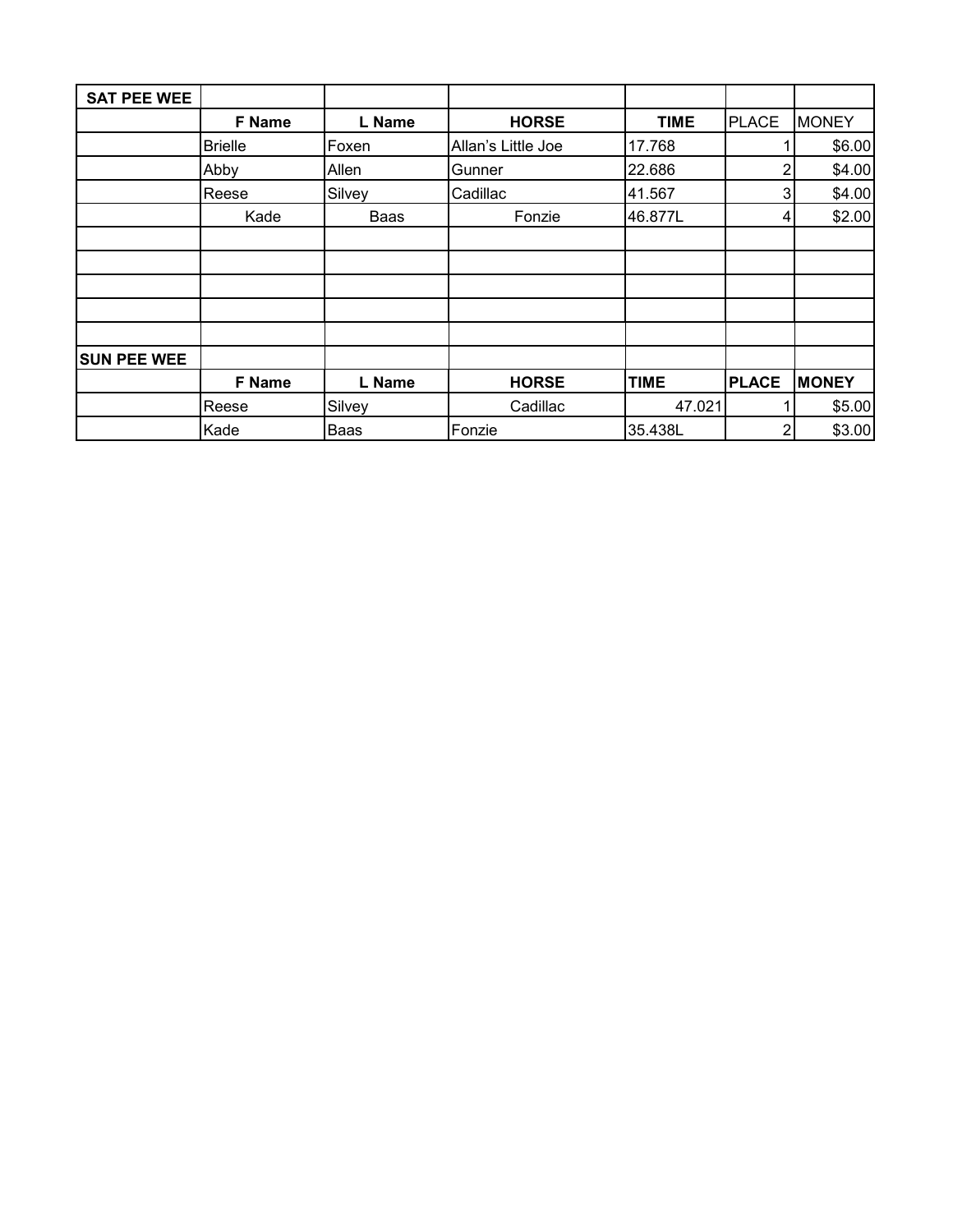| SAT PEE WEE | | | | | | |
|---|---|---|---|---|---|---|
| | **F Name** | **L Name** | **HORSE** | **TIME** | PLACE | MONEY |
| | Brielle | Foxen | Allan's Little Joe | 17.768 | 1 | $6.00 |
| | Abby | Allen | Gunner | 22.686 | 2 | $4.00 |
| | Reese | Silvey | Cadillac | 41.567 | 3 | $4.00 |
| | Kade | Baas | Fonzie | 46.877L | 4 | $2.00 |
| | | | | | | |
| | | | | | | |
| | | | | | | |
| | | | | | | |
| | | | | | | |
| **SUN PEE WEE** | | | | | | |
| | **F Name** | **L Name** | **HORSE** | **TIME** | **PLACE** | **MONEY** |
| | Reese | Silvey | Cadillac | 47.021 | 1 | $5.00 |
| | Kade | Baas | Fonzie | 35.438L | 2 | $3.00 |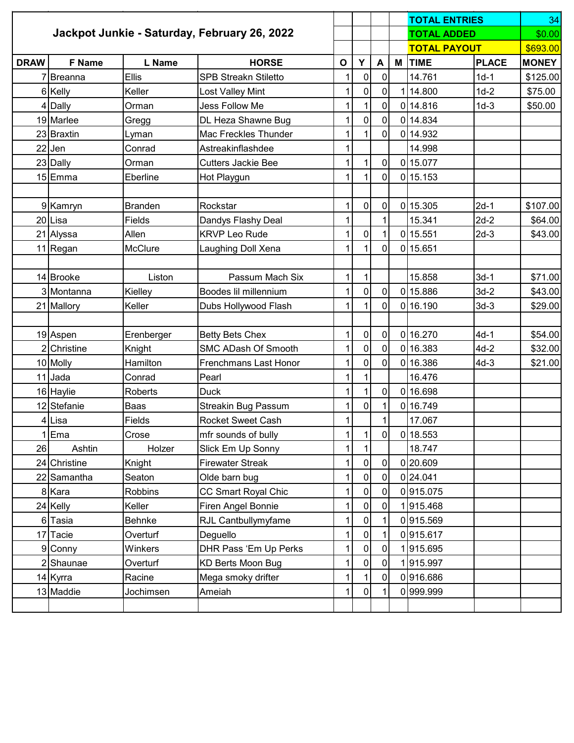# Jackpot Junkie - Saturday, February 26, 2022

| | |
|---|---|
| TOTAL ENTRIES | 34 |
| TOTAL ADDED | $0.00 |
| TOTAL PAYOUT | $693.00 |

| DRAW | F Name | L Name | HORSE | O | Y | A | M | TIME | PLACE | MONEY |
|---|---|---|---|---|---|---|---|---|---|---|
| 7 | Breanna | Ellis | SPB Streakn Stiletto | 1 | 0 | 0 | | 14.761 | 1d-1 | $125.00 |
| 6 | Kelly | Keller | Lost Valley Mint | 1 | 0 | 0 | 1 | 14.800 | 1d-2 | $75.00 |
| 4 | Dally | Orman | Jess Follow Me | 1 | 1 | 0 | 0 | 14.816 | 1d-3 | $50.00 |
| 19 | Marlee | Gregg | DL Heza Shawne Bug | 1 | 0 | 0 | 0 | 14.834 | | |
| 23 | Braxtin | Lyman | Mac Freckles Thunder | 1 | 1 | 0 | 0 | 14.932 | | |
| 22 | Jen | Conrad | Astreakinflashdee | 1 | | | | 14.998 | | |
| 23 | Dally | Orman | Cutters Jackie Bee | 1 | 1 | 0 | 0 | 15.077 | | |
| 15 | Emma | Eberline | Hot Playgun | 1 | 1 | 0 | 0 | 15.153 | | |
| | | | | | | | | | | |
| 9 | Kamryn | Branden | Rockstar | 1 | 0 | 0 | 0 | 15.305 | 2d-1 | $107.00 |
| 20 | Lisa | Fields | Dandys Flashy Deal | 1 | | 1 | | 15.341 | 2d-2 | $64.00 |
| 21 | Alyssa | Allen | KRVP Leo Rude | 1 | 0 | 1 | 0 | 15.551 | 2d-3 | $43.00 |
| 11 | Regan | McClure | Laughing Doll Xena | 1 | 1 | 0 | 0 | 15.651 | | |
| | | | | | | | | | | |
| 14 | Brooke | Liston | Passum Mach Six | 1 | 1 | | | 15.858 | 3d-1 | $71.00 |
| 3 | Montanna | Kielley | Boodes lil millennium | 1 | 0 | 0 | 0 | 15.886 | 3d-2 | $43.00 |
| 21 | Mallory | Keller | Dubs Hollywood Flash | 1 | 1 | 0 | 0 | 16.190 | 3d-3 | $29.00 |
| | | | | | | | | | | |
| 19 | Aspen | Erenberger | Betty Bets Chex | 1 | 0 | 0 | 0 | 16.270 | 4d-1 | $54.00 |
| 2 | Christine | Knight | SMC ADash Of Smooth | 1 | 0 | 0 | 0 | 16.383 | 4d-2 | $32.00 |
| 10 | Molly | Hamilton | Frenchmans Last Honor | 1 | 0 | 0 | 0 | 16.386 | 4d-3 | $21.00 |
| 11 | Jada | Conrad | Pearl | 1 | 1 | | | 16.476 | | |
| 16 | Haylie | Roberts | Duck | 1 | 1 | 0 | 0 | 16.698 | | |
| 12 | Stefanie | Baas | Streakin Bug Passum | 1 | 0 | 1 | 0 | 16.749 | | |
| 4 | Lisa | Fields | Rocket Sweet Cash | 1 | | 1 | | 17.067 | | |
| 1 | Ema | Crose | mfr sounds of bully | 1 | 1 | 0 | 0 | 18.553 | | |
| 26 | Ashtin | Holzer | Slick Em Up Sonny | 1 | 1 | | | 18.747 | | |
| 24 | Christine | Knight | Firewater Streak | 1 | 0 | 0 | 0 | 20.609 | | |
| 22 | Samantha | Seaton | Olde barn bug | 1 | 0 | 0 | 0 | 24.041 | | |
| 8 | Kara | Robbins | CC Smart Royal Chic | 1 | 0 | 0 | 0 | 915.075 | | |
| 24 | Kelly | Keller | Firen Angel Bonnie | 1 | 0 | 0 | 1 | 915.468 | | |
| 6 | Tasia | Behnke | RJL Cantbullymyfame | 1 | 0 | 1 | 0 | 915.569 | | |
| 17 | Tacie | Overturf | Deguello | 1 | 0 | 1 | 0 | 915.617 | | |
| 9 | Conny | Winkers | DHR Pass 'Em Up Perks | 1 | 0 | 0 | 1 | 915.695 | | |
| 2 | Shaunae | Overturf | KD Berts Moon Bug | 1 | 0 | 0 | 1 | 915.997 | | |
| 14 | Kyrra | Racine | Mega smoky drifter | 1 | 1 | 0 | 0 | 916.686 | | |
| 13 | Maddie | Jochimsen | Ameiah | 1 | 0 | 1 | 0 | 999.999 | | |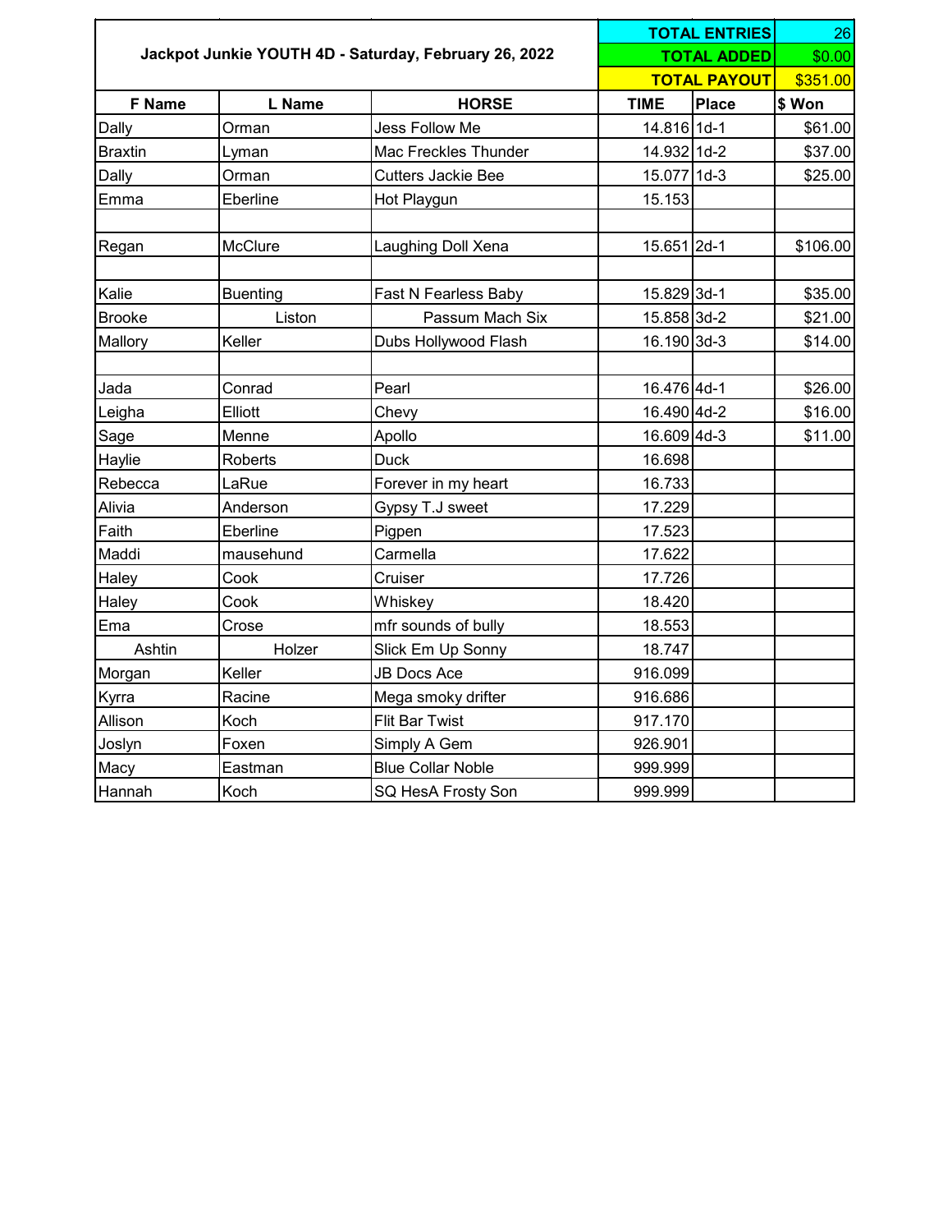| Jackpot Junkie YOUTH 4D - Saturday, February 26, 2022 | | | TOTAL ENTRIES | | 26 |
|---|---|---|---|---|---|
| | | | TOTAL ADDED | | $0.00 |
| | | | TOTAL PAYOUT | | $351.00 |
| **F Name** | **L Name** | **HORSE** | **TIME** | **Place** | **$ Won** |
| Dally | Orman | Jess Follow Me | 14.816 | 1d-1 | $61.00 |
| Braxtin | Lyman | Mac Freckles Thunder | 14.932 | 1d-2 | $37.00 |
| Dally | Orman | Cutters Jackie Bee | 15.077 | 1d-3 | $25.00 |
| Emma | Eberline | Hot Playgun | 15.153 | | |
| | | | | | |
| Regan | McClure | Laughing Doll Xena | 15.651 | 2d-1 | $106.00 |
| | | | | | |
| Kalie | Buenting | Fast N Fearless Baby | 15.829 | 3d-1 | $35.00 |
| Brooke | Liston | Passum Mach Six | 15.858 | 3d-2 | $21.00 |
| Mallory | Keller | Dubs Hollywood Flash | 16.190 | 3d-3 | $14.00 |
| | | | | | |
| Jada | Conrad | Pearl | 16.476 | 4d-1 | $26.00 |
| Leigha | Elliott | Chevy | 16.490 | 4d-2 | $16.00 |
| Sage | Menne | Apollo | 16.609 | 4d-3 | $11.00 |
| Haylie | Roberts | Duck | 16.698 | | |
| Rebecca | LaRue | Forever in my heart | 16.733 | | |
| Alivia | Anderson | Gypsy T.J sweet | 17.229 | | |
| Faith | Eberline | Pigpen | 17.523 | | |
| Maddi | mausehund | Carmella | 17.622 | | |
| Haley | Cook | Cruiser | 17.726 | | |
| Haley | Cook | Whiskey | 18.420 | | |
| Ema | Crose | mfr sounds of bully | 18.553 | | |
| Ashtin | Holzer | Slick Em Up Sonny | 18.747 | | |
| Morgan | Keller | JB Docs Ace | 916.099 | | |
| Kyrra | Racine | Mega smoky drifter | 916.686 | | |
| Allison | Koch | Flit Bar Twist | 917.170 | | |
| Joslyn | Foxen | Simply A Gem | 926.901 | | |
| Macy | Eastman | Blue Collar Noble | 999.999 | | |
| Hannah | Koch | SQ HesA Frosty Son | 999.999 | | |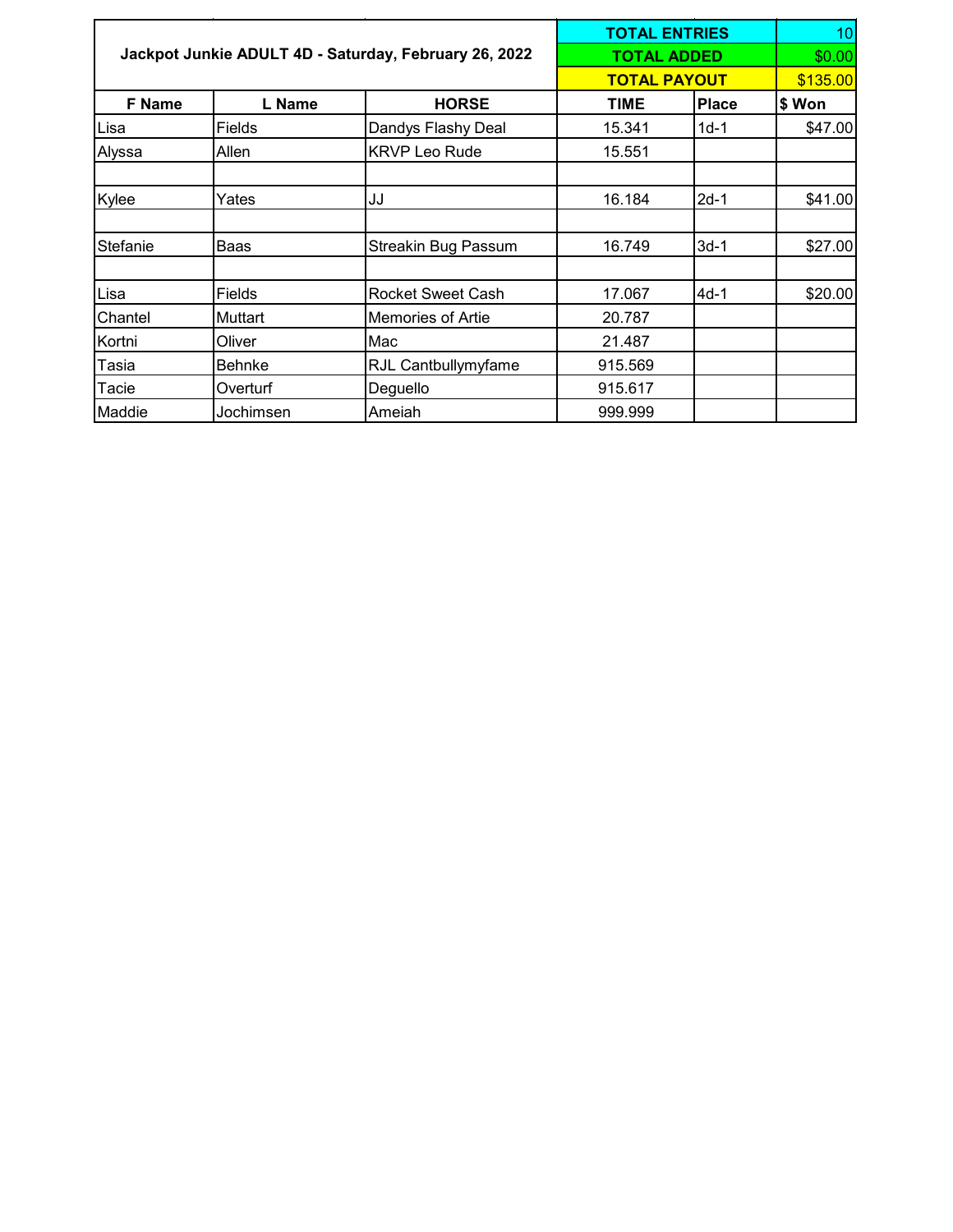| Jackpot Junkie ADULT 4D - Saturday, February 26, 2022 | | | TOTAL ENTRIES | | 10 |
|---|---|---|---|---|---|
| | | | TOTAL ADDED | | $0.00 |
| | | | TOTAL PAYOUT | | $135.00 |
| **F Name** | **L Name** | **HORSE** | **TIME** | **Place** | **$ Won** |
| Lisa | Fields | Dandys Flashy Deal | 15.341 | 1d-1 | $47.00 |
| Alyssa | Allen | KRVP Leo Rude | 15.551 | | |
| | | | | | |
| Kylee | Yates | JJ | 16.184 | 2d-1 | $41.00 |
| | | | | | |
| Stefanie | Baas | Streakin Bug Passum | 16.749 | 3d-1 | $27.00 |
| | | | | | |
| Lisa | Fields | Rocket Sweet Cash | 17.067 | 4d-1 | $20.00 |
| Chantel | Muttart | Memories of Artie | 20.787 | | |
| Kortni | Oliver | Mac | 21.487 | | |
| Tasia | Behnke | RJL Cantbullymyfame | 915.569 | | |
| Tacie | Overturf | Deguello | 915.617 | | |
| Maddie | Jochimsen | Ameiah | 999.999 | | |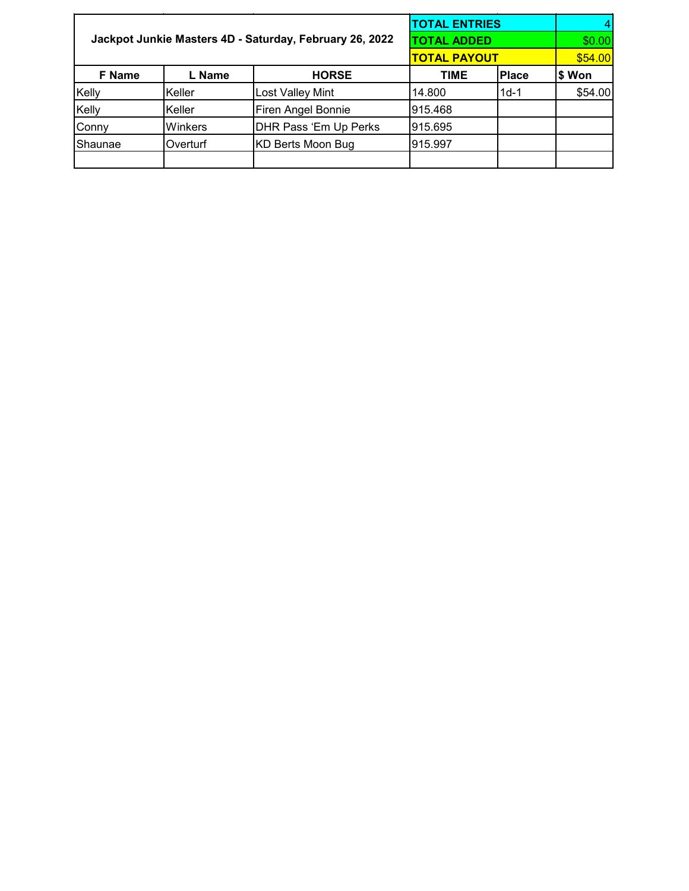| Jackpot Junkie Masters 4D - Saturday, February 26, 2022 | | | TOTAL ENTRIES | | 4 |
|---|---|---|---|---|---|
| | | | TOTAL ADDED | | $0.00 |
| | | | TOTAL PAYOUT | | $54.00 |
| F Name | L Name | HORSE | TIME | Place | $ Won |
| Kelly | Keller | Lost Valley Mint | 14.800 | 1d-1 | $54.00 |
| Kelly | Keller | Firen Angel Bonnie | 915.468 | | |
| Conny | Winkers | DHR Pass ‘Em Up Perks | 915.695 | | |
| Shaunae | Overturf | KD Berts Moon Bug | 915.997 | | |
| | | | | | |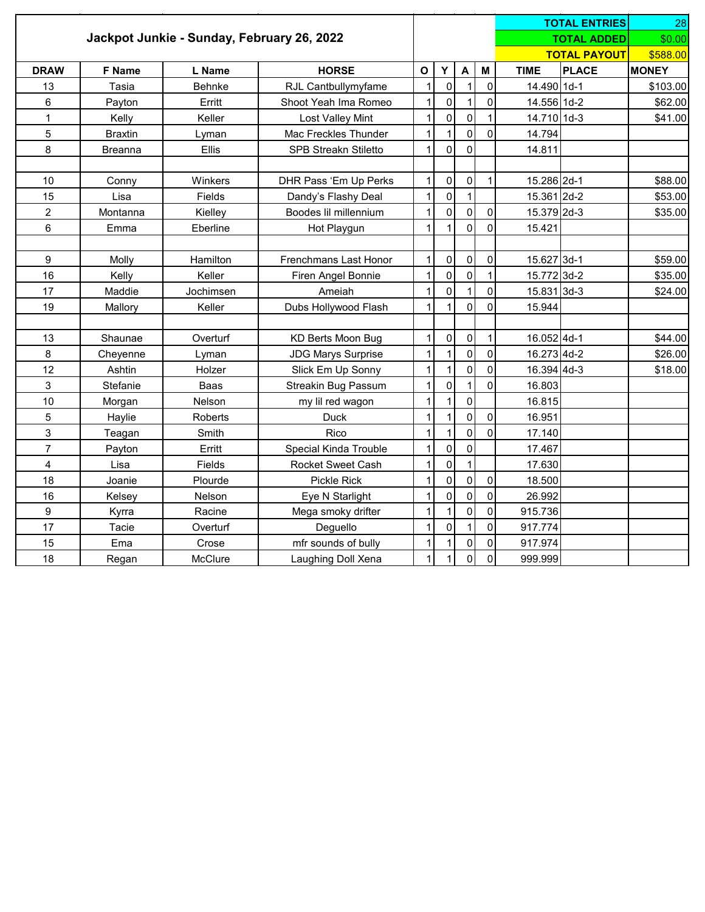## Jackpot Junkie - Sunday, February 26, 2022

| | |
|---|---|
| TOTAL ENTRIES | 28 |
| TOTAL ADDED | $0.00 |
| TOTAL PAYOUT | $588.00 |

| DRAW | F Name | L Name | HORSE | O | Y | A | M | TIME | PLACE | MONEY |
|---|---|---|---|---|---|---|---|---|---|---|
| 13 | Tasia | Behnke | RJL Cantbullymyfame | 1 | 0 | 1 | 0 | 14.490 | 1d-1 | $103.00 |
| 6 | Payton | Erritt | Shoot Yeah Ima Romeo | 1 | 0 | 1 | 0 | 14.556 | 1d-2 | $62.00 |
| 1 | Kelly | Keller | Lost Valley Mint | 1 | 0 | 0 | 1 | 14.710 | 1d-3 | $41.00 |
| 5 | Braxtin | Lyman | Mac Freckles Thunder | 1 | 1 | 0 | 0 | 14.794 | | |
| 8 | Breanna | Ellis | SPB Streakn Stiletto | 1 | 0 | 0 | | 14.811 | | |
| | | | | | | | | | | |
| 10 | Conny | Winkers | DHR Pass 'Em Up Perks | 1 | 0 | 0 | 1 | 15.286 | 2d-1 | $88.00 |
| 15 | Lisa | Fields | Dandy's Flashy Deal | 1 | 0 | 1 | | 15.361 | 2d-2 | $53.00 |
| 2 | Montanna | Kielley | Boodes lil millennium | 1 | 0 | 0 | 0 | 15.379 | 2d-3 | $35.00 |
| 6 | Emma | Eberline | Hot Playgun | 1 | 1 | 0 | 0 | 15.421 | | |
| | | | | | | | | | | |
| 9 | Molly | Hamilton | Frenchmans Last Honor | 1 | 0 | 0 | 0 | 15.627 | 3d-1 | $59.00 |
| 16 | Kelly | Keller | Firen Angel Bonnie | 1 | 0 | 0 | 1 | 15.772 | 3d-2 | $35.00 |
| 17 | Maddie | Jochimsen | Ameiah | 1 | 0 | 1 | 0 | 15.831 | 3d-3 | $24.00 |
| 19 | Mallory | Keller | Dubs Hollywood Flash | 1 | 1 | 0 | 0 | 15.944 | | |
| | | | | | | | | | | |
| 13 | Shaunae | Overturf | KD Berts Moon Bug | 1 | 0 | 0 | 1 | 16.052 | 4d-1 | $44.00 |
| 8 | Cheyenne | Lyman | JDG Marys Surprise | 1 | 1 | 0 | 0 | 16.273 | 4d-2 | $26.00 |
| 12 | Ashtin | Holzer | Slick Em Up Sonny | 1 | 1 | 0 | 0 | 16.394 | 4d-3 | $18.00 |
| 3 | Stefanie | Baas | Streakin Bug Passum | 1 | 0 | 1 | 0 | 16.803 | | |
| 10 | Morgan | Nelson | my lil red wagon | 1 | 1 | 0 | | 16.815 | | |
| 5 | Haylie | Roberts | Duck | 1 | 1 | 0 | 0 | 16.951 | | |
| 3 | Teagan | Smith | Rico | 1 | 1 | 0 | 0 | 17.140 | | |
| 7 | Payton | Erritt | Special Kinda Trouble | 1 | 0 | 0 | | 17.467 | | |
| 4 | Lisa | Fields | Rocket Sweet Cash | 1 | 0 | 1 | | 17.630 | | |
| 18 | Joanie | Plourde | Pickle Rick | 1 | 0 | 0 | 0 | 18.500 | | |
| 16 | Kelsey | Nelson | Eye N Starlight | 1 | 0 | 0 | 0 | 26.992 | | |
| 9 | Kyrra | Racine | Mega smoky drifter | 1 | 1 | 0 | 0 | 915.736 | | |
| 17 | Tacie | Overturf | Deguello | 1 | 0 | 1 | 0 | 917.774 | | |
| 15 | Ema | Crose | mfr sounds of bully | 1 | 1 | 0 | 0 | 917.974 | | |
| 18 | Regan | McClure | Laughing Doll Xena | 1 | 1 | 0 | 0 | 999.999 | | |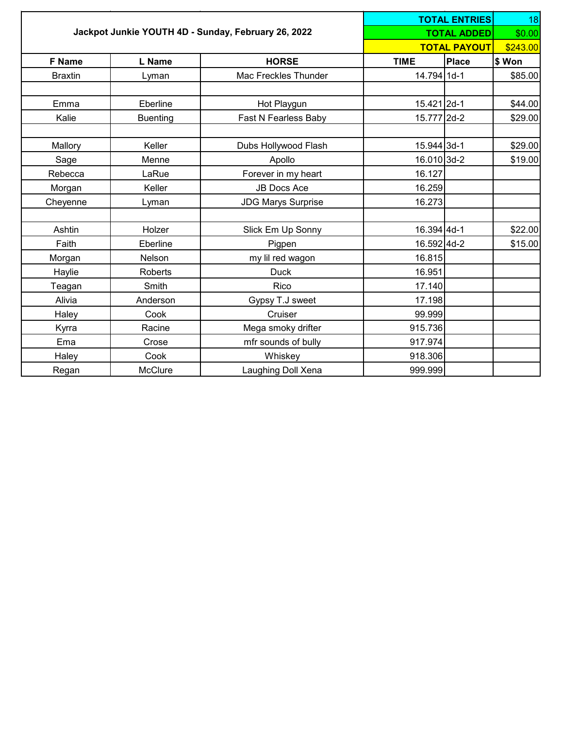**Jackpot Junkie YOUTH 4D - Sunday, February 26, 2022**

| | |
|---|---|
| **TOTAL ENTRIES** | 18 |
| **TOTAL ADDED** | $0.00 |
| **TOTAL PAYOUT** | $243.00 |

| F Name | L Name | HORSE | TIME | Place | $ Won |
|---|---|---|---|---|---|
| Braxtin | Lyman | Mac Freckles Thunder | 14.794 | 1d-1 | $85.00 |
| | | | | | |
| Emma | Eberline | Hot Playgun | 15.421 | 2d-1 | $44.00 |
| Kalie | Buenting | Fast N Fearless Baby | 15.777 | 2d-2 | $29.00 |
| | | | | | |
| Mallory | Keller | Dubs Hollywood Flash | 15.944 | 3d-1 | $29.00 |
| Sage | Menne | Apollo | 16.010 | 3d-2 | $19.00 |
| Rebecca | LaRue | Forever in my heart | 16.127 | | |
| Morgan | Keller | JB Docs Ace | 16.259 | | |
| Cheyenne | Lyman | JDG Marys Surprise | 16.273 | | |
| | | | | | |
| Ashtin | Holzer | Slick Em Up Sonny | 16.394 | 4d-1 | $22.00 |
| Faith | Eberline | Pigpen | 16.592 | 4d-2 | $15.00 |
| Morgan | Nelson | my lil red wagon | 16.815 | | |
| Haylie | Roberts | Duck | 16.951 | | |
| Teagan | Smith | Rico | 17.140 | | |
| Alivia | Anderson | Gypsy T.J sweet | 17.198 | | |
| Haley | Cook | Cruiser | 99.999 | | |
| Kyrra | Racine | Mega smoky drifter | 915.736 | | |
| Ema | Crose | mfr sounds of bully | 917.974 | | |
| Haley | Cook | Whiskey | 918.306 | | |
| Regan | McClure | Laughing Doll Xena | 999.999 | | |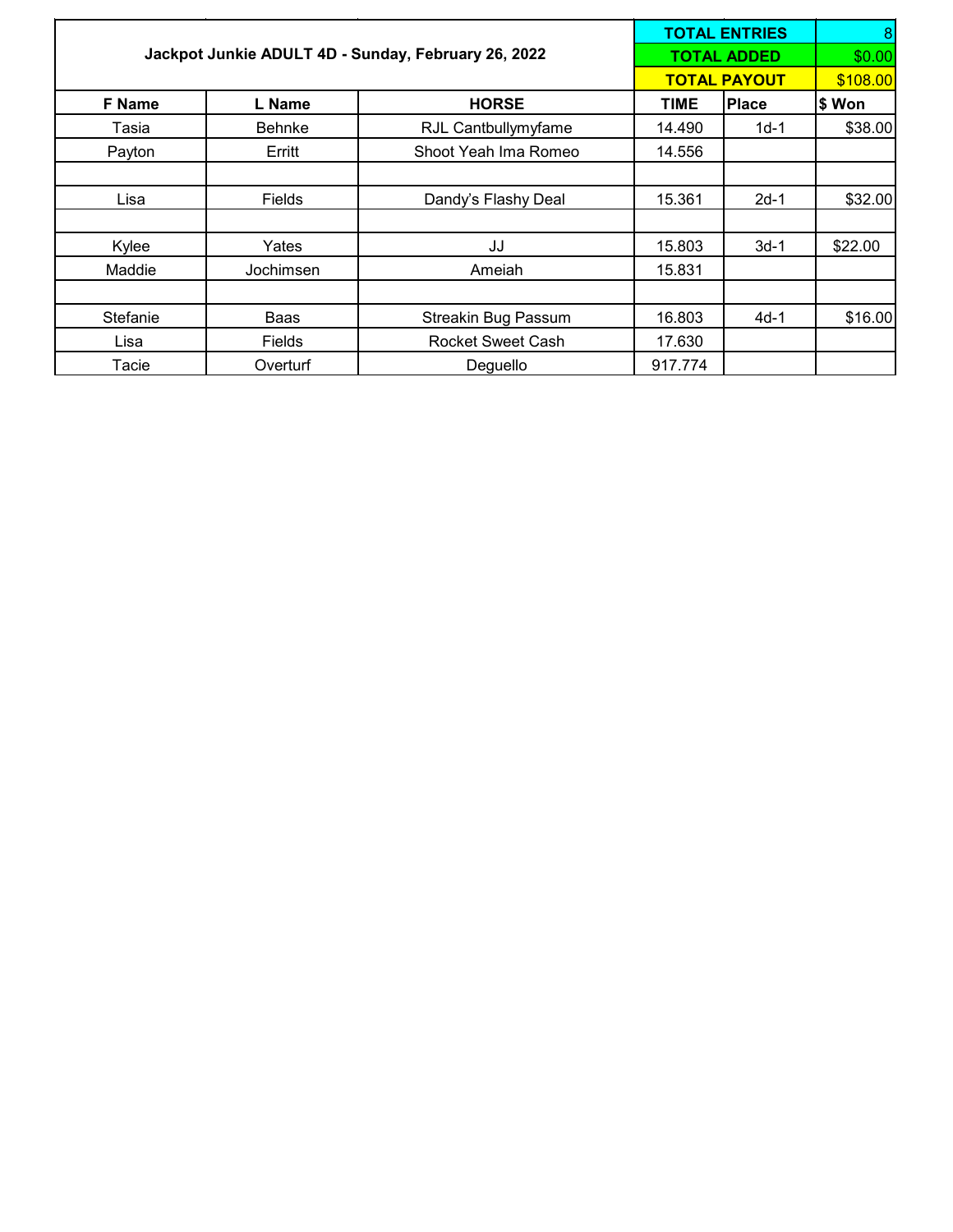| Jackpot Junkie ADULT 4D - Sunday, February 26, 2022 | | | TOTAL ENTRIES | | 8 |
|---|---|---|---|---|---|
| | | | TOTAL ADDED | | $0.00 |
| | | | TOTAL PAYOUT | | $108.00 |
| **F Name** | **L Name** | **HORSE** | **TIME** | **Place** | **$ Won** |
| Tasia | Behnke | RJL Cantbullymyfame | 14.490 | 1d-1 | $38.00 |
| Payton | Erritt | Shoot Yeah Ima Romeo | 14.556 | | |
| | | | | | |
| Lisa | Fields | Dandy's Flashy Deal | 15.361 | 2d-1 | $32.00 |
| | | | | | |
| Kylee | Yates | JJ | 15.803 | 3d-1 | $22.00 |
| Maddie | Jochimsen | Ameiah | 15.831 | | |
| | | | | | |
| Stefanie | Baas | Streakin Bug Passum | 16.803 | 4d-1 | $16.00 |
| Lisa | Fields | Rocket Sweet Cash | 17.630 | | |
| Tacie | Overturf | Deguello | 917.774 | | |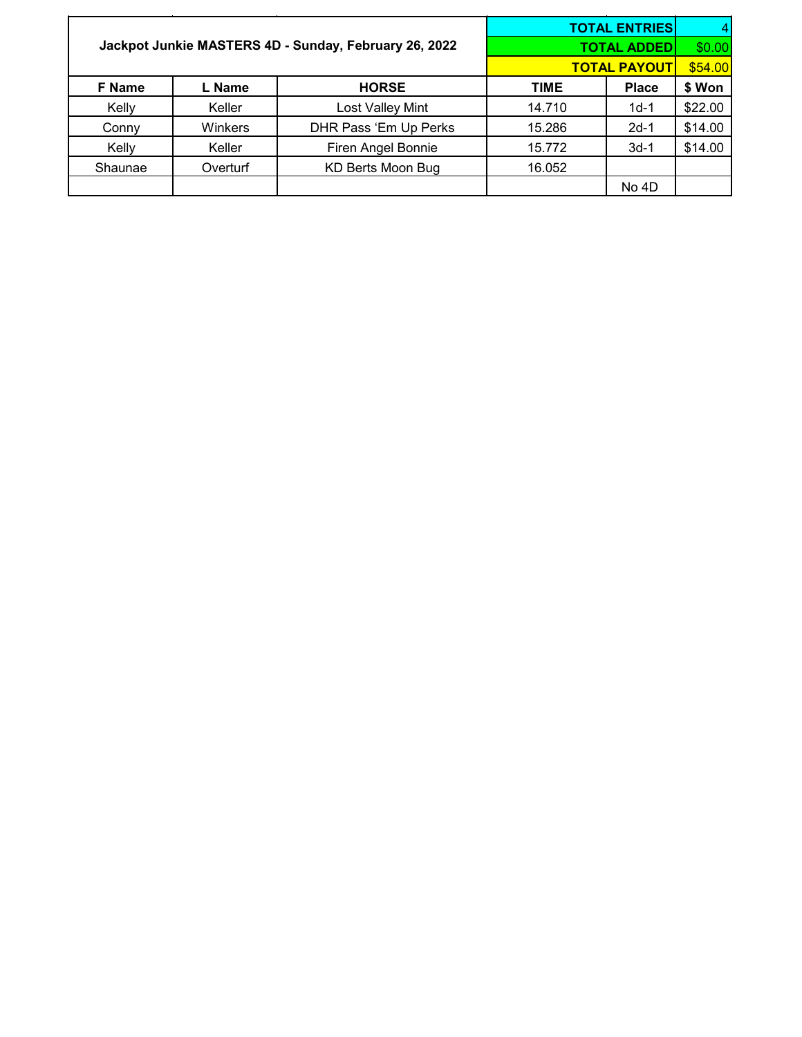| Jackpot Junkie MASTERS 4D - Sunday, February 26, 2022 | | | TOTAL ENTRIES | | 4 |
|---|---|---|---|---|---|
| | | | TOTAL ADDED | | $0.00 |
| | | | TOTAL PAYOUT | | $54.00 |
| **F Name** | **L Name** | **HORSE** | **TIME** | **Place** | **$ Won** |
| Kelly | Keller | Lost Valley Mint | 14.710 | 1d-1 | $22.00 |
| Conny | Winkers | DHR Pass ‘Em Up Perks | 15.286 | 2d-1 | $14.00 |
| Kelly | Keller | Firen Angel Bonnie | 15.772 | 3d-1 | $14.00 |
| Shaunae | Overturf | KD Berts Moon Bug | 16.052 | | |
| | | | | No 4D | |